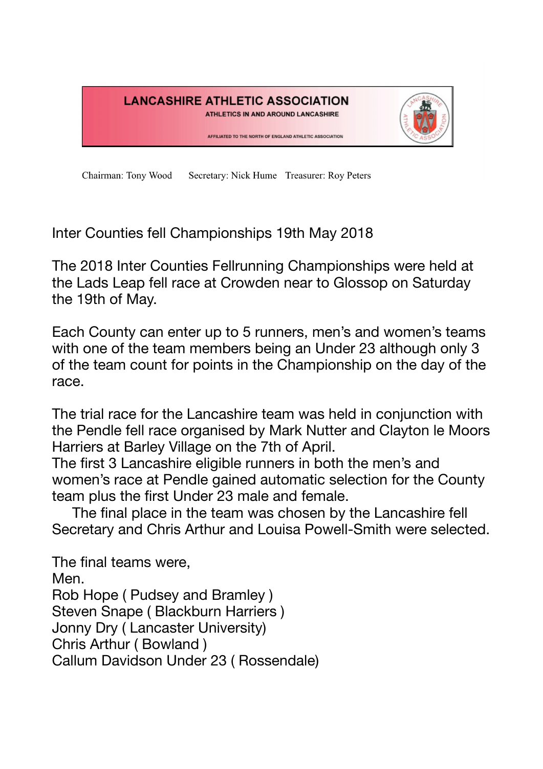**LANCASHIRE ATHLETIC ASSOCIATION**

ATHLETICS IN AND AROUND LANCASHIRE

AFFILIATED TO THE NORTH OF ENGLAND ATHLETIC ASSOCIATION

Chairman: Tony Wood  Secretary: Nick Hume  Treasurer: Roy Peters

Inter Counties fell Championships 19th May 2018

The 2018 Inter Counties Fellrunning Championships were held at the Lads Leap fell race at Crowden near to Glossop on Saturday the 19th of May.

Each County can enter up to 5 runners, men's and women's teams with one of the team members being an Under 23 although only 3 of the team count for points in the Championship on the day of the race.

The trial race for the Lancashire team was held in conjunction with the Pendle fell race organised by Mark Nutter and Clayton le Moors Harriers at Barley Village on the 7th of April.
The first 3 Lancashire eligible runners in both the men's and women's race at Pendle gained automatic selection for the County team plus the first Under 23 male and female.
The final place in the team was chosen by the Lancashire fell Secretary and Chris Arthur and Louisa Powell-Smith were selected.

The final teams were,
Men.
Rob Hope ( Pudsey and Bramley )
Steven Snape ( Blackburn Harriers )
Jonny Dry ( Lancaster University)
Chris Arthur ( Bowland )
Callum Davidson Under 23 ( Rossendale)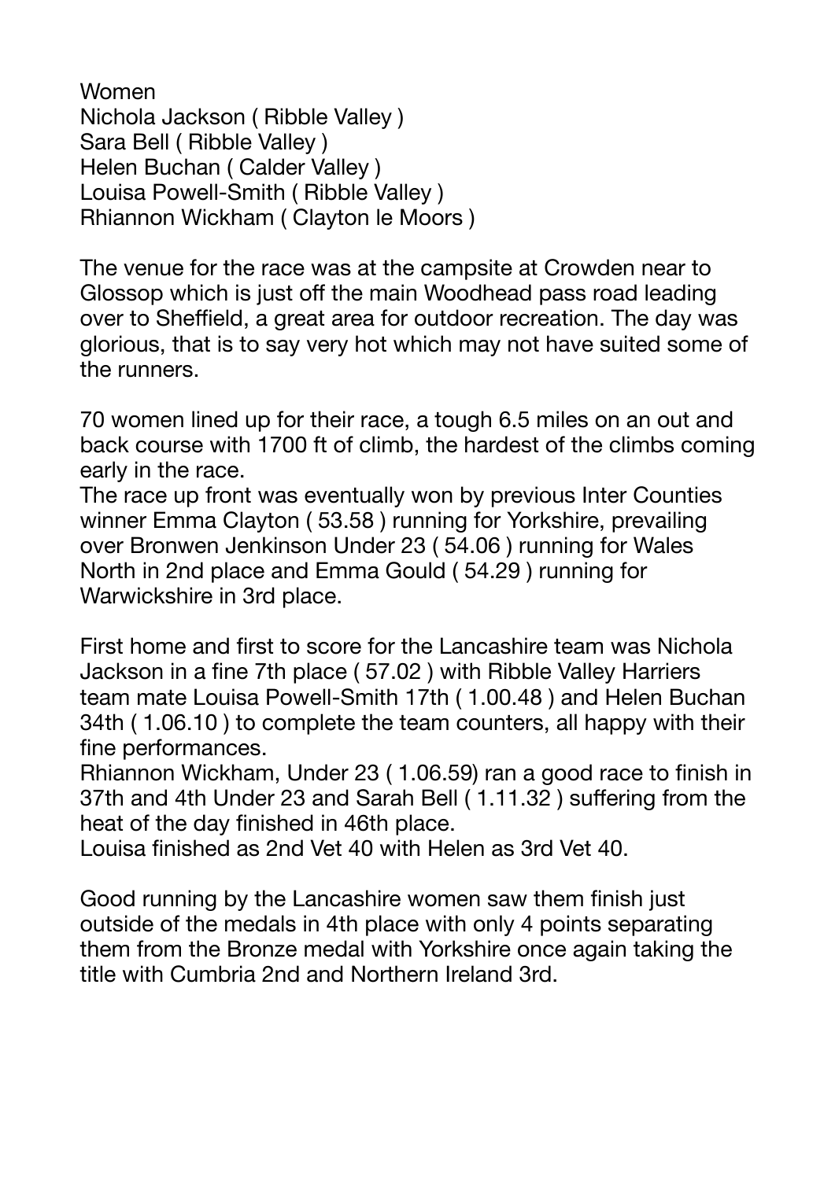Women
Nichola Jackson ( Ribble Valley )
Sara Bell ( Ribble Valley )
Helen Buchan ( Calder Valley )
Louisa Powell-Smith ( Ribble Valley )
Rhiannon Wickham ( Clayton le Moors )

The venue for the race was at the campsite at Crowden near to Glossop which is just off the main Woodhead pass road leading over to Sheffield, a great area for outdoor recreation. The day was glorious, that is to say very hot which may not have suited some of the runners.

70 women lined up for their race, a tough 6.5 miles on an out and back course with 1700 ft of climb, the hardest of the climbs coming early in the race.
The race up front was eventually won by previous Inter Counties winner Emma Clayton ( 53.58 ) running for Yorkshire, prevailing over Bronwen Jenkinson Under 23 ( 54.06 ) running for Wales North in 2nd place and Emma Gould ( 54.29 ) running for Warwickshire in 3rd place.

First home and first to score for the Lancashire team was Nichola Jackson in a fine 7th place ( 57.02 ) with Ribble Valley Harriers team mate Louisa Powell-Smith 17th ( 1.00.48 ) and Helen Buchan 34th ( 1.06.10 ) to complete the team counters, all happy with their fine performances.
Rhiannon Wickham, Under 23 ( 1.06.59) ran a good race to finish in 37th and 4th Under 23 and Sarah Bell ( 1.11.32 ) suffering from the heat of the day finished in 46th place.
Louisa finished as 2nd Vet 40 with Helen as 3rd Vet 40.

Good running by the Lancashire women saw them finish just outside of the medals in 4th place with only 4 points separating them from the Bronze medal with Yorkshire once again taking the title with Cumbria 2nd and Northern Ireland 3rd.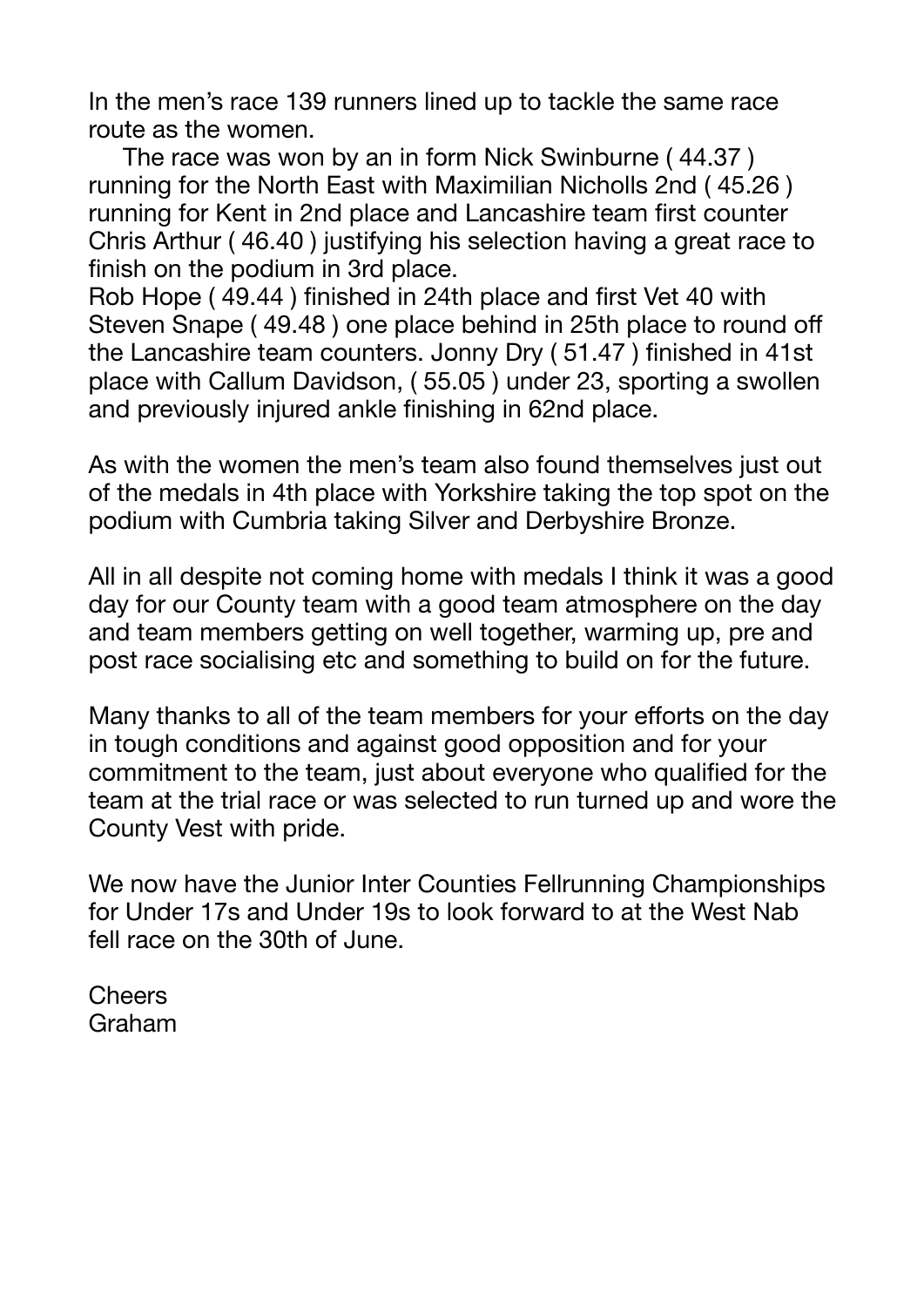In the men's race 139 runners lined up to tackle the same race route as the women.

The race was won by an in form Nick Swinburne ( 44.37 ) running for the North East with Maximilian Nicholls 2nd ( 45.26 ) running for Kent in 2nd place and Lancashire team first counter Chris Arthur ( 46.40 ) justifying his selection having a great race to finish on the podium in 3rd place.
Rob Hope ( 49.44 ) finished in 24th place and first Vet 40 with Steven Snape ( 49.48 ) one place behind in 25th place to round off the Lancashire team counters. Jonny Dry ( 51.47 ) finished in 41st place with Callum Davidson, ( 55.05 ) under 23, sporting a swollen and previously injured ankle finishing in 62nd place.

As with the women the men's team also found themselves just out of the medals in 4th place with Yorkshire taking the top spot on the podium with Cumbria taking Silver and Derbyshire Bronze.

All in all despite not coming home with medals I think it was a good day for our County team with a good team atmosphere on the day and team members getting on well together, warming up, pre and post race socialising etc and something to build on for the future.

Many thanks to all of the team members for your efforts on the day in tough conditions and against good opposition and for your commitment to the team, just about everyone who qualified for the team at the trial race or was selected to run turned up and wore the County Vest with pride.

We now have the Junior Inter Counties Fellrunning Championships for Under 17s and Under 19s to look forward to at the West Nab fell race on the 30th of June.

Cheers
Graham